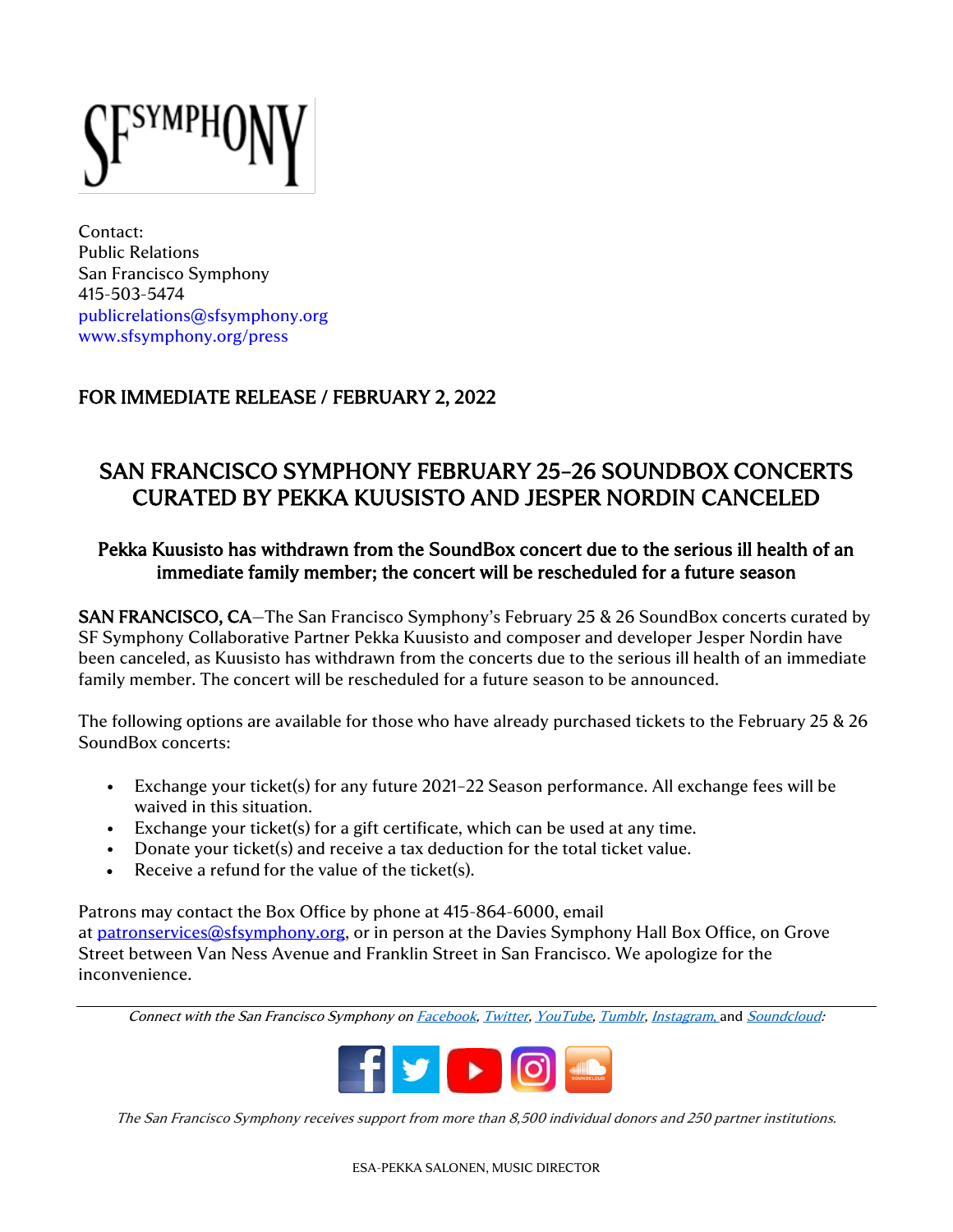SFSYMPHONY

Contact:
Public Relations
San Francisco Symphony
415-503-5474
publicrelations@sfsymphony.org
www.sfsymphony.org/press

FOR IMMEDIATE RELEASE / FEBRUARY 2, 2022

# SAN FRANCISCO SYMPHONY FEBRUARY 25–26 SOUNDBOX CONCERTS CURATED BY PEKKA KUUSISTO AND JESPER NORDIN CANCELED

## Pekka Kuusisto has withdrawn from the SoundBox concert due to the serious ill health of an immediate family member; the concert will be rescheduled for a future season

**SAN FRANCISCO, CA**—The San Francisco Symphony's February 25 & 26 SoundBox concerts curated by SF Symphony Collaborative Partner Pekka Kuusisto and composer and developer Jesper Nordin have been canceled, as Kuusisto has withdrawn from the concerts due to the serious ill health of an immediate family member. The concert will be rescheduled for a future season to be announced.

The following options are available for those who have already purchased tickets to the February 25 & 26 SoundBox concerts:

- Exchange your ticket(s) for any future 2021–22 Season performance. All exchange fees will be waived in this situation.
- Exchange your ticket(s) for a gift certificate, which can be used at any time.
- Donate your ticket(s) and receive a tax deduction for the total ticket value.
- Receive a refund for the value of the ticket(s).

Patrons may contact the Box Office by phone at 415-864-6000, email at patronservices@sfsymphony.org, or in person at the Davies Symphony Hall Box Office, on Grove Street between Van Ness Avenue and Franklin Street in San Francisco. We apologize for the inconvenience.

---

*Connect with the San Francisco Symphony on Facebook, Twitter, YouTube, Tumblr, Instagram, and Soundcloud:*

*The San Francisco Symphony receives support from more than 8,500 individual donors and 250 partner institutions.*

ESA-PEKKA SALONEN, MUSIC DIRECTOR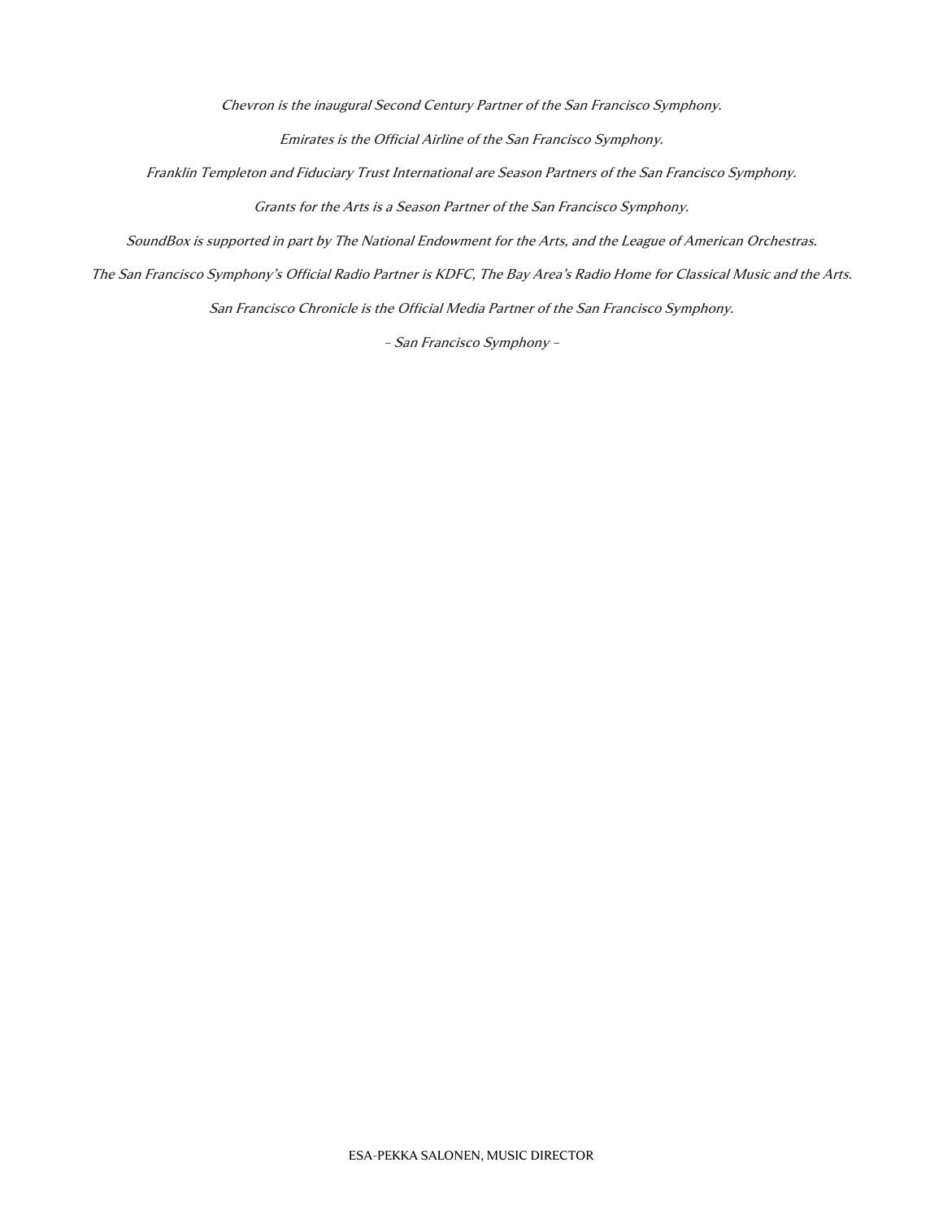*Chevron is the inaugural Second Century Partner of the San Francisco Symphony.*

*Emirates is the Official Airline of the San Francisco Symphony.*

*Franklin Templeton and Fiduciary Trust International are Season Partners of the San Francisco Symphony.*

*Grants for the Arts is a Season Partner of the San Francisco Symphony.*

*SoundBox is supported in part by The National Endowment for the Arts, and the League of American Orchestras.*

*The San Francisco Symphony's Official Radio Partner is KDFC, The Bay Area's Radio Home for Classical Music and the Arts.*

*San Francisco Chronicle is the Official Media Partner of the San Francisco Symphony.*

*– San Francisco Symphony –*